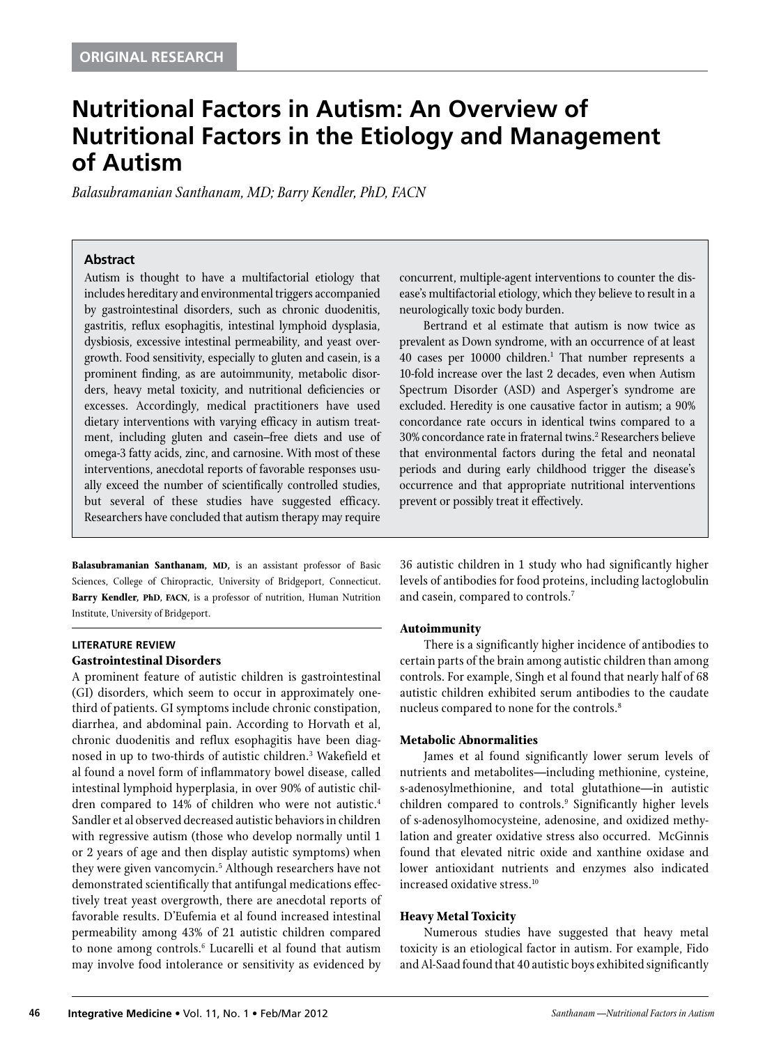ORIGINAL RESEARCH

# Nutritional Factors in Autism: An Overview of Nutritional Factors in the Etiology and Management of Autism

*Balasubramanian Santhanam, MD; Barry Kendler, PhD, FACN*

## Abstract

Autism is thought to have a multifactorial etiology that includes hereditary and environmental triggers accompanied by gastrointestinal disorders, such as chronic duodenitis, gastritis, reflux esophagitis, intestinal lymphoid dysplasia, dysbiosis, excessive intestinal permeability, and yeast overgrowth. Food sensitivity, especially to gluten and casein, is a prominent finding, as are autoimmunity, metabolic disorders, heavy metal toxicity, and nutritional deficiencies or excesses. Accordingly, medical practitioners have used dietary interventions with varying efficacy in autism treatment, including gluten and casein–free diets and use of omega-3 fatty acids, zinc, and carnosine. With most of these interventions, anecdotal reports of favorable responses usually exceed the number of scientifically controlled studies, but several of these studies have suggested efficacy. Researchers have concluded that autism therapy may require concurrent, multiple-agent interventions to counter the disease's multifactorial etiology, which they believe to result in a neurologically toxic body burden.

Bertrand et al estimate that autism is now twice as prevalent as Down syndrome, with an occurrence of at least 40 cases per 10000 children.[1] That number represents a 10-fold increase over the last 2 decades, even when Autism Spectrum Disorder (ASD) and Asperger's syndrome are excluded. Heredity is one causative factor in autism; a 90% concordance rate occurs in identical twins compared to a 30% concordance rate in fraternal twins.[2] Researchers believe that environmental factors during the fetal and neonatal periods and during early childhood trigger the disease's occurrence and that appropriate nutritional interventions prevent or possibly treat it effectively.

**Balasubramanian Santhanam, MD,** is an assistant professor of Basic Sciences, College of Chiropractic, University of Bridgeport, Connecticut. **Barry Kendler, PhD, FACN,** is a professor of nutrition, Human Nutrition Institute, University of Bridgeport.

## LITERATURE REVIEW

### Gastrointestinal Disorders

A prominent feature of autistic children is gastrointestinal (GI) disorders, which seem to occur in approximately one-third of patients. GI symptoms include chronic constipation, diarrhea, and abdominal pain. According to Horvath et al, chronic duodenitis and reflux esophagitis have been diagnosed in up to two-thirds of autistic children.[3] Wakefield et al found a novel form of inflammatory bowel disease, called intestinal lymphoid hyperplasia, in over 90% of autistic children compared to 14% of children who were not autistic.[4] Sandler et al observed decreased autistic behaviors in children with regressive autism (those who develop normally until 1 or 2 years of age and then display autistic symptoms) when they were given vancomycin.[5] Although researchers have not demonstrated scientifically that antifungal medications effectively treat yeast overgrowth, there are anecdotal reports of favorable results. D'Eufemia et al found increased intestinal permeability among 43% of 21 autistic children compared to none among controls.[6] Lucarelli et al found that autism may involve food intolerance or sensitivity as evidenced by 36 autistic children in 1 study who had significantly higher levels of antibodies for food proteins, including lactoglobulin and casein, compared to controls.[7]

### Autoimmunity

There is a significantly higher incidence of antibodies to certain parts of the brain among autistic children than among controls. For example, Singh et al found that nearly half of 68 autistic children exhibited serum antibodies to the caudate nucleus compared to none for the controls.[8]

### Metabolic Abnormalities

James et al found significantly lower serum levels of nutrients and metabolites—including methionine, cysteine, s-adenosylmethionine, and total glutathione—in autistic children compared to controls.[9] Significantly higher levels of s-adenosylhomocysteine, adenosine, and oxidized methylation and greater oxidative stress also occurred. McGinnis found that elevated nitric oxide and xanthine oxidase and lower antioxidant nutrients and enzymes also indicated increased oxidative stress.[10]

### Heavy Metal Toxicity

Numerous studies have suggested that heavy metal toxicity is an etiological factor in autism. For example, Fido and Al-Saad found that 40 autistic boys exhibited significantly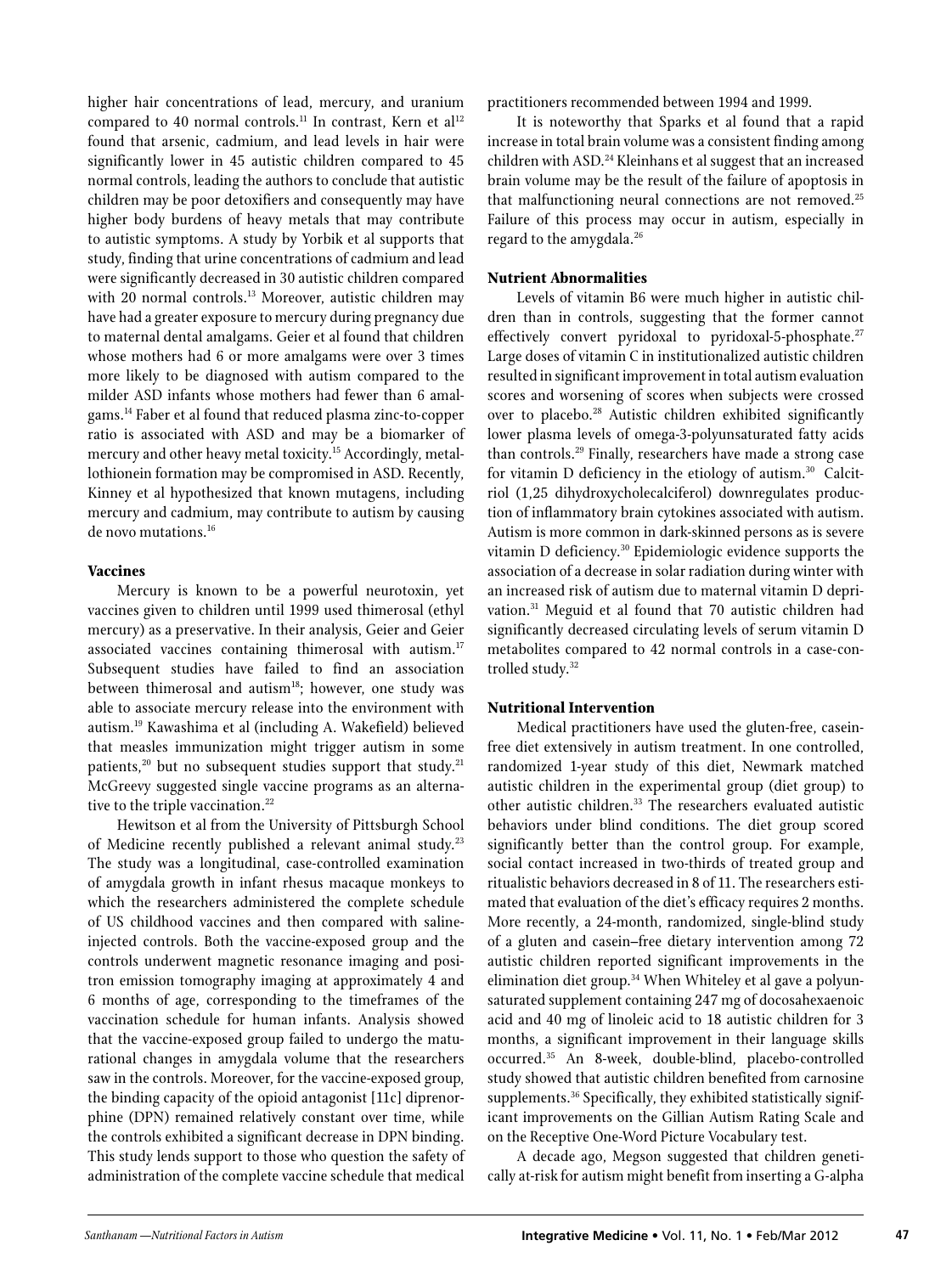higher hair concentrations of lead, mercury, and uranium compared to 40 normal controls.[11] In contrast, Kern et al[12] found that arsenic, cadmium, and lead levels in hair were significantly lower in 45 autistic children compared to 45 normal controls, leading the authors to conclude that autistic children may be poor detoxifiers and consequently may have higher body burdens of heavy metals that may contribute to autistic symptoms. A study by Yorbik et al supports that study, finding that urine concentrations of cadmium and lead were significantly decreased in 30 autistic children compared with 20 normal controls.[13] Moreover, autistic children may have had a greater exposure to mercury during pregnancy due to maternal dental amalgams. Geier et al found that children whose mothers had 6 or more amalgams were over 3 times more likely to be diagnosed with autism compared to the milder ASD infants whose mothers had fewer than 6 amalgams.[14] Faber et al found that reduced plasma zinc-to-copper ratio is associated with ASD and may be a biomarker of mercury and other heavy metal toxicity.[15] Accordingly, metallothionein formation may be compromised in ASD. Recently, Kinney et al hypothesized that known mutagens, including mercury and cadmium, may contribute to autism by causing de novo mutations.[16]

### Vaccines

Mercury is known to be a powerful neurotoxin, yet vaccines given to children until 1999 used thimerosal (ethyl mercury) as a preservative. In their analysis, Geier and Geier associated vaccines containing thimerosal with autism.[17] Subsequent studies have failed to find an association between thimerosal and autism[18]; however, one study was able to associate mercury release into the environment with autism.[19] Kawashima et al (including A. Wakefield) believed that measles immunization might trigger autism in some patients,[20] but no subsequent studies support that study.[21] McGreevy suggested single vaccine programs as an alternative to the triple vaccination.[22]

Hewitson et al from the University of Pittsburgh School of Medicine recently published a relevant animal study.[23] The study was a longitudinal, case-controlled examination of amygdala growth in infant rhesus macaque monkeys to which the researchers administered the complete schedule of US childhood vaccines and then compared with saline-injected controls. Both the vaccine-exposed group and the controls underwent magnetic resonance imaging and positron emission tomography imaging at approximately 4 and 6 months of age, corresponding to the timeframes of the vaccination schedule for human infants. Analysis showed that the vaccine-exposed group failed to undergo the maturational changes in amygdala volume that the researchers saw in the controls. Moreover, for the vaccine-exposed group, the binding capacity of the opioid antagonist [11c] diprenorphine (DPN) remained relatively constant over time, while the controls exhibited a significant decrease in DPN binding. This study lends support to those who question the safety of administration of the complete vaccine schedule that medical practitioners recommended between 1994 and 1999.

It is noteworthy that Sparks et al found that a rapid increase in total brain volume was a consistent finding among children with ASD.[24] Kleinhans et al suggest that an increased brain volume may be the result of the failure of apoptosis in that malfunctioning neural connections are not removed.[25] Failure of this process may occur in autism, especially in regard to the amygdala.[26]

### Nutrient Abnormalities

Levels of vitamin B6 were much higher in autistic children than in controls, suggesting that the former cannot effectively convert pyridoxal to pyridoxal-5-phosphate.[27] Large doses of vitamin C in institutionalized autistic children resulted in significant improvement in total autism evaluation scores and worsening of scores when subjects were crossed over to placebo.[28] Autistic children exhibited significantly lower plasma levels of omega-3-polyunsaturated fatty acids than controls.[29] Finally, researchers have made a strong case for vitamin D deficiency in the etiology of autism.[30] Calcitriol (1,25 dihydroxycholecalciferol) downregulates production of inflammatory brain cytokines associated with autism. Autism is more common in dark-skinned persons as is severe vitamin D deficiency.[30] Epidemiologic evidence supports the association of a decrease in solar radiation during winter with an increased risk of autism due to maternal vitamin D deprivation.[31] Meguid et al found that 70 autistic children had significantly decreased circulating levels of serum vitamin D metabolites compared to 42 normal controls in a case-controlled study.[32]

### Nutritional Intervention

Medical practitioners have used the gluten-free, casein-free diet extensively in autism treatment. In one controlled, randomized 1-year study of this diet, Newmark matched autistic children in the experimental group (diet group) to other autistic children.[33] The researchers evaluated autistic behaviors under blind conditions. The diet group scored significantly better than the control group. For example, social contact increased in two-thirds of treated group and ritualistic behaviors decreased in 8 of 11. The researchers estimated that evaluation of the diet's efficacy requires 2 months. More recently, a 24-month, randomized, single-blind study of a gluten and casein–free dietary intervention among 72 autistic children reported significant improvements in the elimination diet group.[34] When Whiteley et al gave a polyunsaturated supplement containing 247 mg of docosahexaenoic acid and 40 mg of linoleic acid to 18 autistic children for 3 months, a significant improvement in their language skills occurred.[35] An 8-week, double-blind, placebo-controlled study showed that autistic children benefited from carnosine supplements.[36] Specifically, they exhibited statistically significant improvements on the Gillian Autism Rating Scale and on the Receptive One-Word Picture Vocabulary test.

A decade ago, Megson suggested that children genetically at-risk for autism might benefit from inserting a G-alpha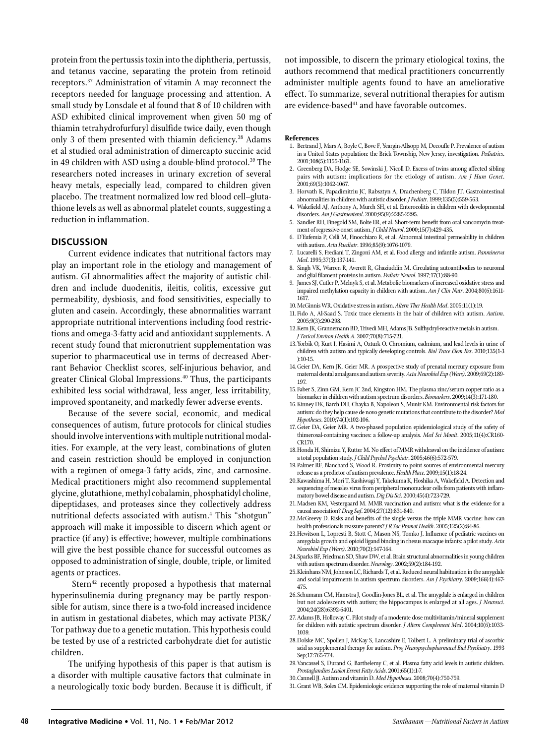protein from the pertussis toxin into the diphtheria, pertussis, and tetanus vaccine, separating the protein from retinoid receptors.[37] Administration of vitamin A may reconnect the receptors needed for language processing and attention. A small study by Lonsdale et al found that 8 of 10 children with ASD exhibited clinical improvement when given 50 mg of thiamin tetrahydrofurfuryl disulfide twice daily, even though only 3 of them presented with thiamin deficiency.[38] Adams et al studied oral administration of dimercapto succinic acid in 49 children with ASD using a double-blind protocol.[39] The researchers noted increases in urinary excretion of several heavy metals, especially lead, compared to children given placebo. The treatment normalized low red blood cell–glutathione levels as well as abnormal platelet counts, suggesting a reduction in inflammation.

## DISCUSSION

Current evidence indicates that nutritional factors may play an important role in the etiology and management of autism. GI abnormalities affect the majority of autistic children and include duodenitis, ileitis, colitis, excessive gut permeability, dysbiosis, and food sensitivities, especially to gluten and casein. Accordingly, these abnormalities warrant appropriate nutritional interventions including food restrictions and omega-3-fatty acid and antioxidant supplements. A recent study found that micronutrient supplementation was superior to pharmaceutical use in terms of decreased Aberrant Behavior Checklist scores, self-injurious behavior, and greater Clinical Global Impressions.[40] Thus, the participants exhibited less social withdrawal, less anger, less irritability, improved spontaneity, and markedly fewer adverse events.

Because of the severe social, economic, and medical consequences of autism, future protocols for clinical studies should involve interventions with multiple nutritional modalities. For example, at the very least, combinations of gluten and casein restriction should be employed in conjunction with a regimen of omega-3 fatty acids, zinc, and carnosine. Medical practitioners might also recommend supplemental glycine, glutathione, methyl cobalamin, phosphatidyl choline, dipeptidases, and proteases since they collectively address nutritional defects associated with autism.[4] This "shotgun" approach will make it impossible to discern which agent or practice (if any) is effective; however, multiple combinations will give the best possible chance for successful outcomes as opposed to administration of single, double, triple, or limited agents or practices.

Stern[42] recently proposed a hypothesis that maternal hyperinsulinemia during pregnancy may be partly responsible for autism, since there is a two-fold increased incidence in autism in gestational diabetes, which may activate PI3K/Tor pathway due to a genetic mutation. This hypothesis could be tested by use of a restricted carbohydrate diet for autistic children.

The unifying hypothesis of this paper is that autism is a disorder with multiple causative factors that culminate in a neurologically toxic body burden. Because it is difficult, if not impossible, to discern the primary etiological toxins, the authors recommend that medical practitioners concurrently administer multiple agents found to have an ameliorative effect. To summarize, several nutritional therapies for autism are evidence-based[41] and have favorable outcomes.

### References

1. Bertrand J, Mars A, Boyle C, Bove F, Yeargin-Allsopp M, Decoufle P. Prevalence of autism in a United States population: the Brick Township, New Jersey, investigation. *Pediatrics*. 2001;108(5):1155-1161.
2. Greenberg DA, Hodge SE, Sowinski J, Nicoll D. Excess of twins among affected sibling pairs with autism: implications for the etiology of autism. *Am J Hum Genet*. 2001;69(5):1062-1067.
3. Horvath K, Papadimitriu JC, Rabsztyn A, Drachenberg C, Tildon JT. Gastrointestinal abnormalities in children with autistic disorder. *J Pediatr*. 1999;135(5):559-563.
4. Wakefield AJ, Anthony A, Murch SH, et al. Enterocolitis in children with developmental disorders. *Am J Gastroenterol*. 2000;95(9):2285-2295.
5. Sandler RH, Finegold SM, Bolte ER, et al. Short-term benefit from oral vancomycin treatment of regressive-onset autism. *J Child Neurol*. 2000;15(7):429-435.
6. D'Eufemia P, Celli M, Finocchiaro R, et al. Abnormal intestinal permeability in children with autism. *Acta Paediatr*. 1996;85(9):1076-1079.
7. Lucarelli S, Frediani T, Zingoni AM, et al. Food allergy and infantile autism. *Panminerva Med*. 1995;37(3):137-141.
8. Singh VK, Warren R, Averett R, Ghaziuddin M. Circulating autoantibodies to neuronal and glial filament proteins in autism. *Pediatr Neurol*. 1997;17(1):88-90.
9. James SJ, Cutler P, Melnyk S, et al. Metabolic biomarkers of increased oxidative stress and impaired methylation capacity in children with autism. *Am J Clin Nutr*. 2004;80(6):1611-1617.
10. McGinnis WR. Oxidative stress in autism. *Altern Ther Health Med*. 2005;11(1):19.
11. Fido A, Al-Saad S. Toxic trace elements in the hair of children with autism. *Autism*. 2005;9(3):290-298.
12. Kern JK, Grannemann BD, Trivedi MH, Adams JB. Sulfhydryl-reactive metals in autism. *J Toxicol Environ Health A*. 2007;70(8):715-721.
13. Yorbik O, Kurt I, Hasimi A, Ozturk O. Chromium, cadmium, and lead levels in urine of children with autism and typically developing controls. *Biol Trace Elem Res*. 2010;135(1-3):10-15.
14. Geier DA, Kern JK, Geier MR. A prospective study of prenatal mercury exposure from maternal dental amalgams and autism severity. *Acta Neurobiol Exp (Wars)*. 2009;69(2):189-197.
15. Faber S, Zinn GM, Kern JC 2nd, Kingston HM. The plasma zinc/serum copper ratio as a biomarker in children with autism spectrum disorders. *Biomarkers*. 2009;14(3):171-180.
16. Kinney DK, Barch DH, Chayka B, Napoleon S, Munir KM. Environmental risk factors for autism: do they help cause de novo genetic mutations that contribute to the disorder? *Med Hypotheses*. 2010;74(1):102-106.
17. Geier DA, Geier MR. A two-phased population epidemiological study of the safety of thimerosal-containing vaccines: a follow-up analysis. *Med Sci Monit*. 2005;11(4):CR160-CR170.
18. Honda H, Shimizu Y, Rutter M. No effect of MMR withdrawal on the incidence of autism: a total population study. *J Child Psychol Psychiatr*. 2005;46(6):572-579.
19. Palmer RF, Blanchard S, Wood R. Proximity to point sources of environmental mercury release as a predictor of autism prevalence. *Health Place*. 2009;15(1):18-24.
20. Kawashima H, Mori T, Kashiwagi Y, Takekuma K, Hoshika A, Wakefield A. Detection and sequencing of measles virus from peripheral mononuclear cells from patients with inflammatory bowel disease and autism. *Dig Dis Sci*. 2000;45(4):723-729.
21. Madsen KM, Vestergaard M. MMR vaccination and autism: what is the evidence for a causal association? *Drug Saf*. 2004;27(12):831-840.
22. McGreevy D. Risks and benefits of the single versus the triple MMR vaccine: how can health professionals reassure parents? *J R Soc Promot Health*. 2005;125(2):84-86.
23. Hewitson L, Lopresti B, Stott C, Mason NS, Tomko J. Influence of pediatric vaccines on amygdala growth and opioid ligand binding in rhesus macaque infants: a pilot study. *Acta Neurobiol Exp (Wars)*. 2010;70(2):147-164.
24. Sparks BF, Friedman SD, Shaw DW, et al. Brain structural abnormalities in young children with autism spectrum disorder. *Neurology*. 2002;59(2):184-192.
25. Kleinhans NM, Johnson LC, Richards T, et al. Reduced neural habituation in the amygdale and social impairments in autism spectrum disorders. *Am J Psychiatry*. 2009;166(4):467-475.
26. Schumann CM, Hamstra J, Goodlin-Jones BL, et al. The amygdale is enlarged in children but not adolescents with autism; the hippocampus is enlarged at all ages. *J Neurosci*. 2004;24(28):6392-6401.
27. Adams JB, Holloway C. Pilot study of a moderate dose multivitamin/mineral supplement for children with autistic spectrum disorder. *J Altern Complement Med*. 2004;10(6):1033-1039.
28. Dolske MC, Spollen J, McKay S, Lancashire E, Tolbert L. A preliminary trial of ascorbic acid as supplemental therapy for autism. *Prog Neuropsychopharmacol Biol Psychiatry*. 1993 Sep;17:765-774.
29. Vancassel S, Durand G, Barthelemy C, et al. Plasma fatty acid levels in autistic children. *Prostaglandins Leukot Essent Fatty Acids*. 2001;65(1):1-7.
30. Cannell JJ. Autism and vitamin D. *Med Hypotheses*. 2008;70(4):750-759.
31. Grant WB, Soles CM. Epidemiologic evidence supporting the role of maternal vitamin D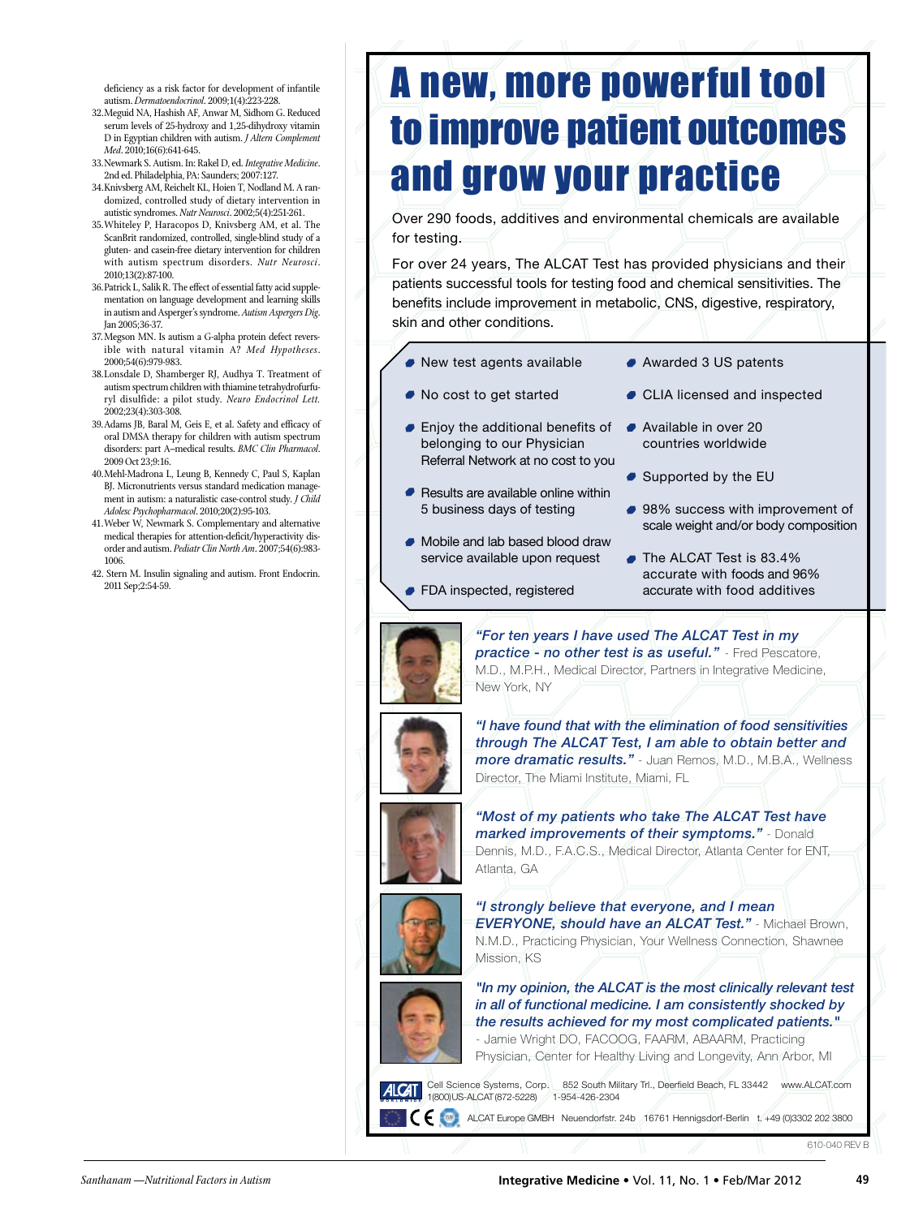deficiency as a risk factor for development of infantile autism. *Dermatoendocrinol*. 2009;1(4):223-228.

32. Meguid NA, Hashish AF, Anwar M, Sidhom G. Reduced serum levels of 25-hydroxy and 1,25-dihydroxy vitamin D in Egyptian children with autism. *J Altern Complement Med*. 2010;16(6):641-645.
33. Newmark S. Autism. In: Rakel D, ed. *Integrative Medicine*. 2nd ed. Philadelphia, PA: Saunders; 2007:127.
34. Knivsberg AM, Reichelt KL, Hoien T, Nodland M. A randomized, controlled study of dietary intervention in autistic syndromes. *Nutr Neurosci*. 2002;5(4):251-261.
35. Whiteley P, Haracopos D, Knivsberg AM, et al. The ScanBrit randomized, controlled, single-blind study of a gluten- and casein-free dietary intervention for children with autism spectrum disorders. *Nutr Neurosci*. 2010;13(2):87-100.
36. Patrick L, Salik R. The effect of essential fatty acid supplementation on language development and learning skills in autism and Asperger's syndrome. *Autism Aspergers Dig*. Jan 2005;36-37.
37. Megson MN. Is autism a G-alpha protein defect reversible with natural vitamin A? *Med Hypotheses*. 2000;54(6):979-983.
38. Lonsdale D, Shamberger RJ, Audhya T. Treatment of autism spectrum children with thiamine tetrahydrofurfuryl disulfide: a pilot study. *Neuro Endocrinol Lett*. 2002;23(4):303-308.
39. Adams JB, Baral M, Geis E, et al. Safety and efficacy of oral DMSA therapy for children with autism spectrum disorders: part A–medical results. *BMC Clin Pharmacol*. 2009 Oct 23;9:16.
40. Mehl-Madrona L, Leung B, Kennedy C, Paul S, Kaplan BJ. Micronutrients versus standard medication management in autism: a naturalistic case-control study. *J Child Adolesc Psychopharmacol*. 2010;20(2):95-103.
41. Weber W, Newmark S. Complementary and alternative medical therapies for attention-deficit/hyperactivity disorder and autism. *Pediatr Clin North Am*. 2007;54(6):983-1006.
42. Stern M. Insulin signaling and autism. Front Endocrin. 2011 Sep;2:54-59.

# A new, more powerful tool to improve patient outcomes and grow your practice

Over 290 foods, additives and environmental chemicals are available for testing.

For over 24 years, The ALCAT Test has provided physicians and their patients successful tools for testing food and chemical sensitivities. The benefits include improvement in metabolic, CNS, digestive, respiratory, skin and other conditions.

- New test agents available
- No cost to get started
- Enjoy the additional benefits of belonging to our Physician Referral Network at no cost to you
- Results are available online within 5 business days of testing
- Mobile and lab based blood draw service available upon request
- FDA inspected, registered
- Awarded 3 US patents
- CLIA licensed and inspected
- Available in over 20 countries worldwide
- Supported by the EU
- 98% success with improvement of scale weight and/or body composition
- The ALCAT Test is 83.4% accurate with foods and 96% accurate with food additives

***"For ten years I have used The ALCAT Test in my practice - no other test is as useful."*** - Fred Pescatore, M.D., M.P.H., Medical Director, Partners in Integrative Medicine, New York, NY

***"I have found that with the elimination of food sensitivities through The ALCAT Test, I am able to obtain better and more dramatic results."*** - Juan Remos, M.D., M.B.A., Wellness Director, The Miami Institute, Miami, FL

***"Most of my patients who take The ALCAT Test have marked improvements of their symptoms."*** - Donald Dennis, M.D., F.A.C.S., Medical Director, Atlanta Center for ENT, Atlanta, GA

***"I strongly believe that everyone, and I mean EVERYONE, should have an ALCAT Test."*** - Michael Brown, N.M.D., Practicing Physician, Your Wellness Connection, Shawnee Mission, KS

***"In my opinion, the ALCAT is the most clinically relevant test in all of functional medicine. I am consistently shocked by the results achieved for my most complicated patients."*** - Jamie Wright DO, FACOOG, FAARM, ABAARM, Practicing Physician, Center for Healthy Living and Longevity, Ann Arbor, MI

Cell Science Systems, Corp. 852 South Military Trl., Deerfield Beach, FL 33442 www.ALCAT.com 1(800)US-ALCAT (872-5228) 1-954-426-2304

ALCAT Europe GMBH Neuendorfstr. 24b 16761 Hennigsdorf-Berlin t. +49 (0)3302 202 3800

610-040 REV B